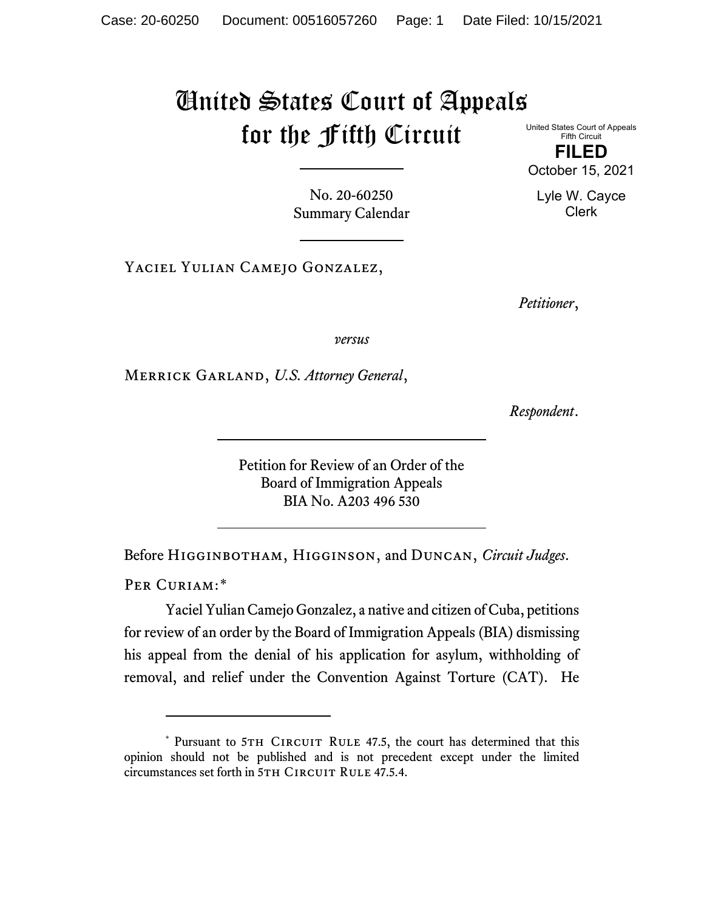# United States Court of Appeals for the Fifth Circuit

United States Court of Appeals
Fifth Circuit

**FILED**

October 15, 2021

Lyle W. Cayce
Clerk

No. 20-60250
Summary Calendar

---

Yaciel Yulian Camejo Gonzalez,

*Petitioner*,

*versus*

Merrick Garland, *U.S. Attorney General*,

*Respondent*.

---

Petition for Review of an Order of the
Board of Immigration Appeals
BIA No. A203 496 530

---

Before Higginbotham, Higginson, and Duncan, *Circuit Judges*.

Per Curiam:*

Yaciel Yulian Camejo Gonzalez, a native and citizen of Cuba, petitions for review of an order by the Board of Immigration Appeals (BIA) dismissing his appeal from the denial of his application for asylum, withholding of removal, and relief under the Convention Against Torture (CAT). He

---

* Pursuant to 5th Circuit Rule 47.5, the court has determined that this opinion should not be published and is not precedent except under the limited circumstances set forth in 5th Circuit Rule 47.5.4.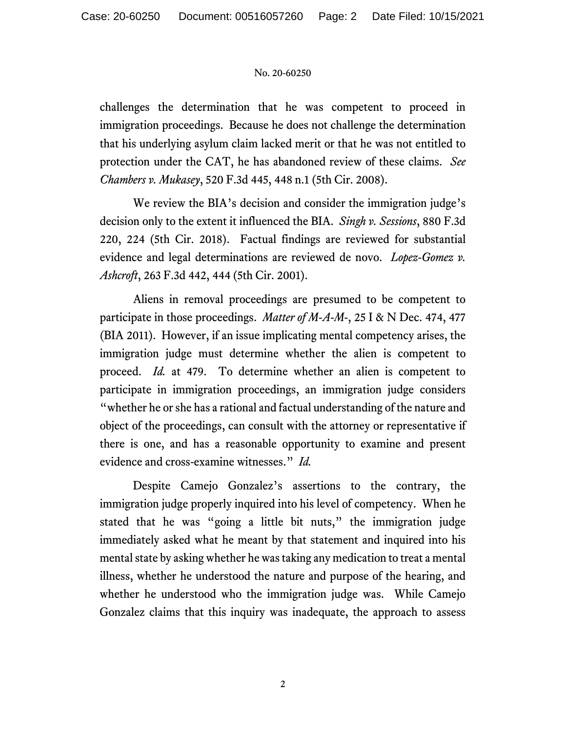challenges the determination that he was competent to proceed in immigration proceedings. Because he does not challenge the determination that his underlying asylum claim lacked merit or that he was not entitled to protection under the CAT, he has abandoned review of these claims. *See Chambers v. Mukasey*, 520 F.3d 445, 448 n.1 (5th Cir. 2008).

We review the BIA's decision and consider the immigration judge's decision only to the extent it influenced the BIA. *Singh v. Sessions*, 880 F.3d 220, 224 (5th Cir. 2018). Factual findings are reviewed for substantial evidence and legal determinations are reviewed de novo. *Lopez-Gomez v. Ashcroft*, 263 F.3d 442, 444 (5th Cir. 2001).

Aliens in removal proceedings are presumed to be competent to participate in those proceedings. *Matter of M-A-M-*, 25 I & N Dec. 474, 477 (BIA 2011). However, if an issue implicating mental competency arises, the immigration judge must determine whether the alien is competent to proceed. *Id.* at 479. To determine whether an alien is competent to participate in immigration proceedings, an immigration judge considers "whether he or she has a rational and factual understanding of the nature and object of the proceedings, can consult with the attorney or representative if there is one, and has a reasonable opportunity to examine and present evidence and cross-examine witnesses." *Id.*

Despite Camejo Gonzalez's assertions to the contrary, the immigration judge properly inquired into his level of competency. When he stated that he was "going a little bit nuts," the immigration judge immediately asked what he meant by that statement and inquired into his mental state by asking whether he was taking any medication to treat a mental illness, whether he understood the nature and purpose of the hearing, and whether he understood who the immigration judge was. While Camejo Gonzalez claims that this inquiry was inadequate, the approach to assess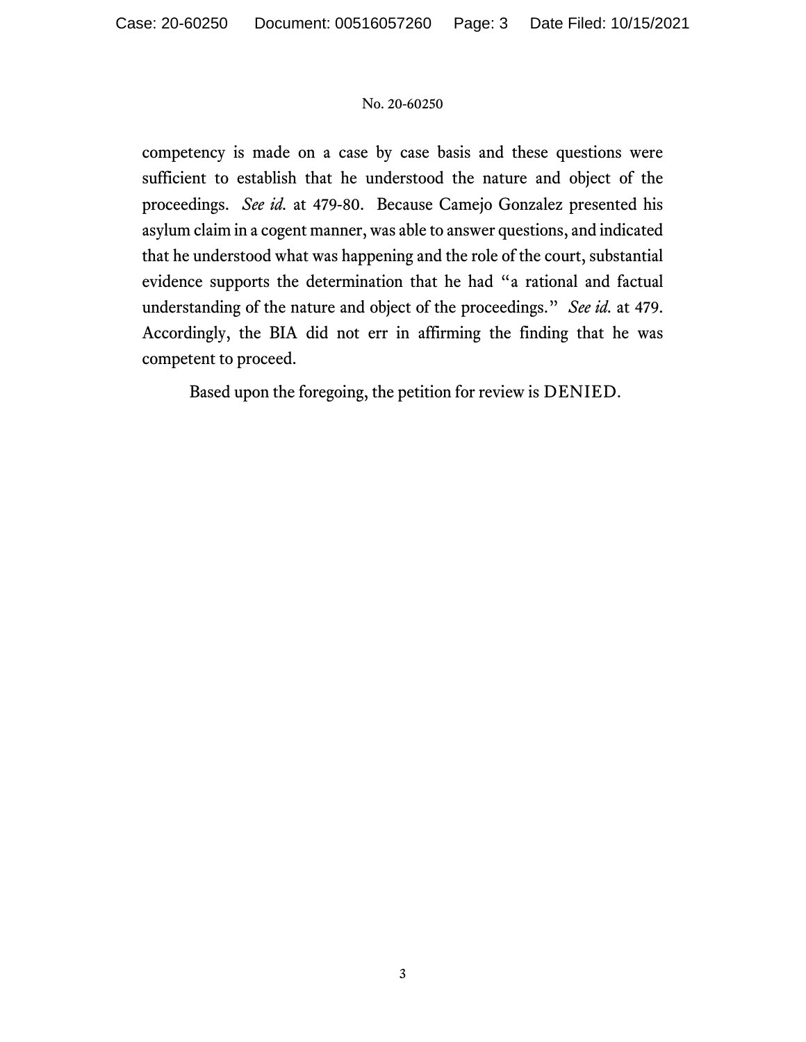competency is made on a case by case basis and these questions were sufficient to establish that he understood the nature and object of the proceedings. *See id.* at 479-80. Because Camejo Gonzalez presented his asylum claim in a cogent manner, was able to answer questions, and indicated that he understood what was happening and the role of the court, substantial evidence supports the determination that he had "a rational and factual understanding of the nature and object of the proceedings." *See id.* at 479. Accordingly, the BIA did not err in affirming the finding that he was competent to proceed.

Based upon the foregoing, the petition for review is DENIED.